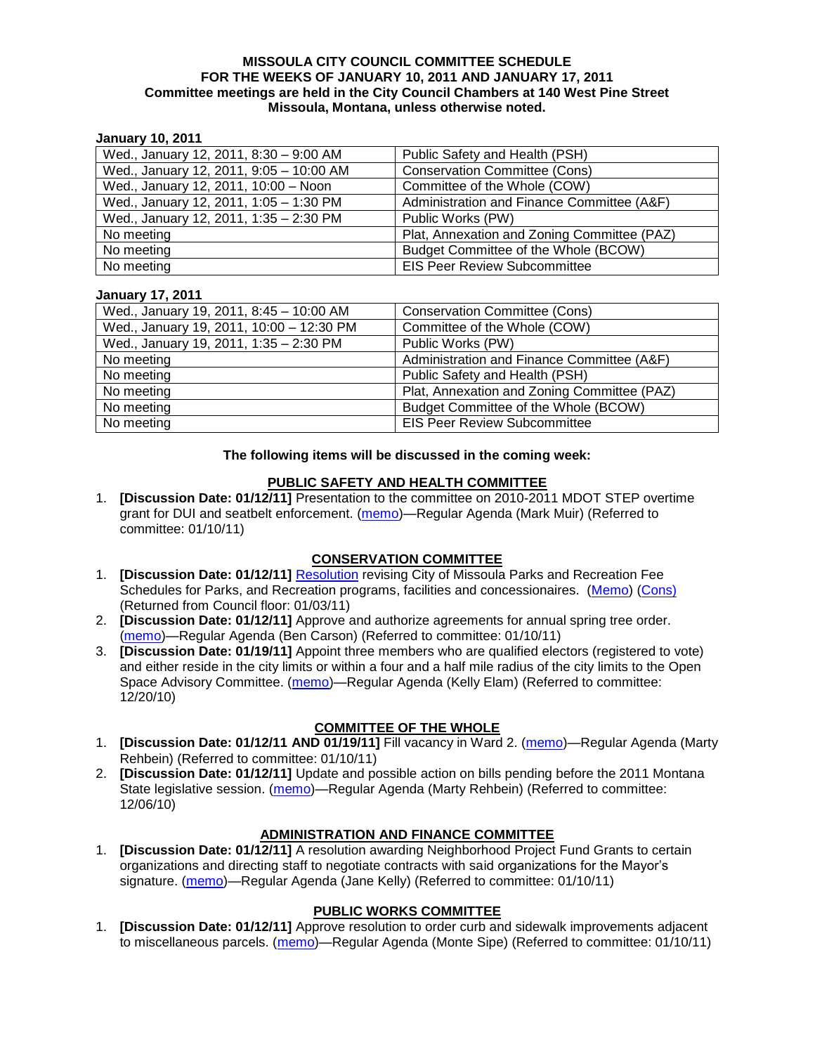**MISSOULA CITY COUNCIL COMMITTEE SCHEDULE**
**FOR THE WEEKS OF JANUARY 10, 2011 AND JANUARY 17, 2011**
**Committee meetings are held in the City Council Chambers at 140 West Pine Street**
**Missoula, Montana, unless otherwise noted.**

**January 10, 2011**

| | |
|---|---|
| Wed., January 12, 2011, 8:30 – 9:00 AM | Public Safety and Health (PSH) |
| Wed., January 12, 2011, 9:05 – 10:00 AM | Conservation Committee (Cons) |
| Wed., January 12, 2011, 10:00 – Noon | Committee of the Whole (COW) |
| Wed., January 12, 2011, 1:05 – 1:30 PM | Administration and Finance Committee (A&F) |
| Wed., January 12, 2011, 1:35 – 2:30 PM | Public Works (PW) |
| No meeting | Plat, Annexation and Zoning Committee (PAZ) |
| No meeting | Budget Committee of the Whole (BCOW) |
| No meeting | EIS Peer Review Subcommittee |

**January 17, 2011**

| | |
|---|---|
| Wed., January 19, 2011, 8:45 – 10:00 AM | Conservation Committee (Cons) |
| Wed., January 19, 2011, 10:00 – 12:30 PM | Committee of the Whole (COW) |
| Wed., January 19, 2011, 1:35 – 2:30 PM | Public Works (PW) |
| No meeting | Administration and Finance Committee (A&F) |
| No meeting | Public Safety and Health (PSH) |
| No meeting | Plat, Annexation and Zoning Committee (PAZ) |
| No meeting | Budget Committee of the Whole (BCOW) |
| No meeting | EIS Peer Review Subcommittee |

**The following items will be discussed in the coming week:**

## PUBLIC SAFETY AND HEALTH COMMITTEE

1. **[Discussion Date: 01/12/11]** Presentation to the committee on 2010-2011 MDOT STEP overtime grant for DUI and seatbelt enforcement. (memo)—Regular Agenda (Mark Muir) (Referred to committee: 01/10/11)

## CONSERVATION COMMITTEE

1. **[Discussion Date: 01/12/11]** Resolution revising City of Missoula Parks and Recreation Fee Schedules for Parks, and Recreation programs, facilities and concessionaires. (Memo) (Cons) (Returned from Council floor: 01/03/11)
2. **[Discussion Date: 01/12/11]** Approve and authorize agreements for annual spring tree order. (memo)—Regular Agenda (Ben Carson) (Referred to committee: 01/10/11)
3. **[Discussion Date: 01/19/11]** Appoint three members who are qualified electors (registered to vote) and either reside in the city limits or within a four and a half mile radius of the city limits to the Open Space Advisory Committee. (memo)—Regular Agenda (Kelly Elam) (Referred to committee: 12/20/10)

## COMMITTEE OF THE WHOLE

1. **[Discussion Date: 01/12/11 AND 01/19/11]** Fill vacancy in Ward 2. (memo)—Regular Agenda (Marty Rehbein) (Referred to committee: 01/10/11)
2. **[Discussion Date: 01/12/11]** Update and possible action on bills pending before the 2011 Montana State legislative session. (memo)—Regular Agenda (Marty Rehbein) (Referred to committee: 12/06/10)

## ADMINISTRATION AND FINANCE COMMITTEE

1. **[Discussion Date: 01/12/11]** A resolution awarding Neighborhood Project Fund Grants to certain organizations and directing staff to negotiate contracts with said organizations for the Mayor's signature. (memo)—Regular Agenda (Jane Kelly) (Referred to committee: 01/10/11)

## PUBLIC WORKS COMMITTEE

1. **[Discussion Date: 01/12/11]** Approve resolution to order curb and sidewalk improvements adjacent to miscellaneous parcels. (memo)—Regular Agenda (Monte Sipe) (Referred to committee: 01/10/11)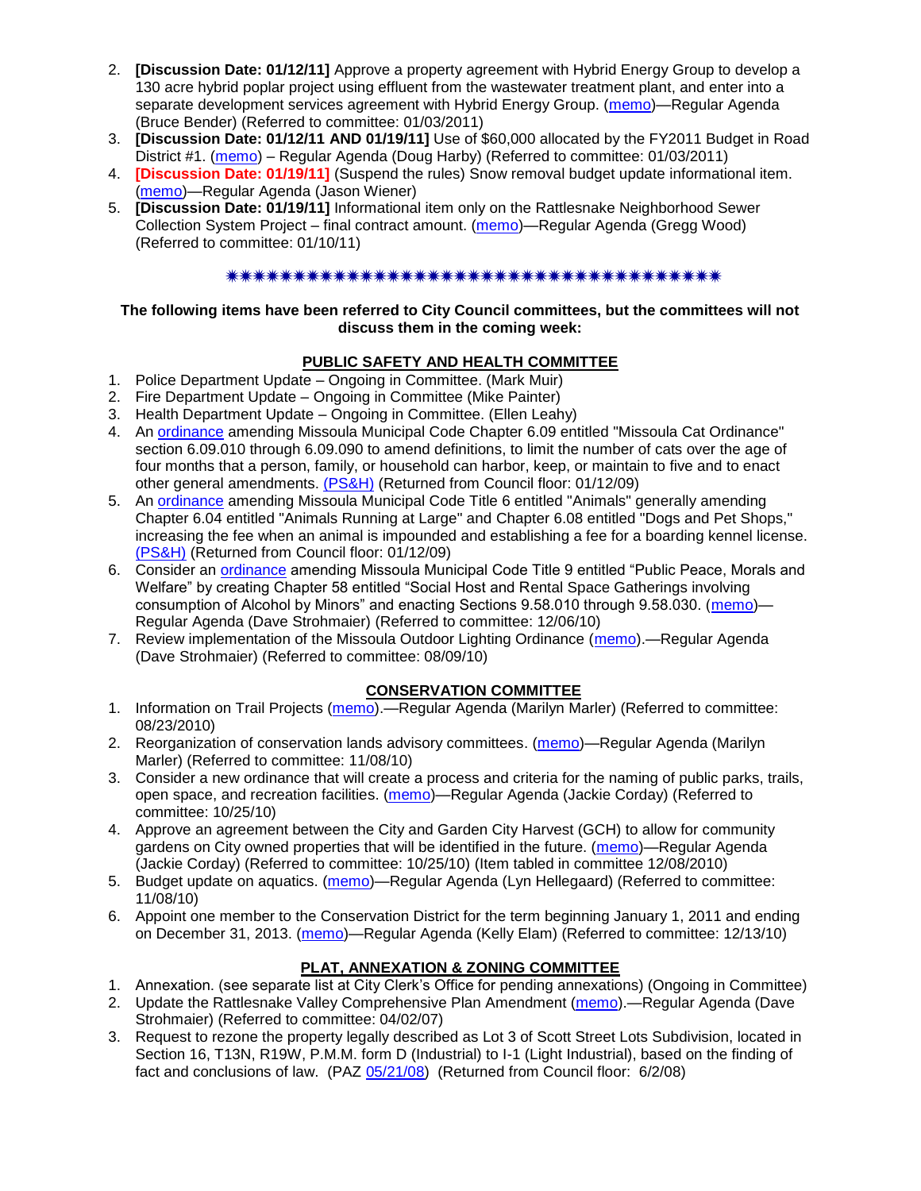2. **[Discussion Date: 01/12/11]** Approve a property agreement with Hybrid Energy Group to develop a 130 acre hybrid poplar project using effluent from the wastewater treatment plant, and enter into a separate development services agreement with Hybrid Energy Group. (memo)—Regular Agenda (Bruce Bender) (Referred to committee: 01/03/2011)
3. **[Discussion Date: 01/12/11 AND 01/19/11]** Use of $60,000 allocated by the FY2011 Budget in Road District #1. (memo) – Regular Agenda (Doug Harby) (Referred to committee: 01/03/2011)
4. **[Discussion Date: 01/19/11]** (Suspend the rules) Snow removal budget update informational item. (memo)—Regular Agenda (Jason Wiener)
5. **[Discussion Date: 01/19/11]** Informational item only on the Rattlesnake Neighborhood Sewer Collection System Project – final contract amount. (memo)—Regular Agenda (Gregg Wood) (Referred to committee: 01/10/11)

✷✷✷✷✷✷✷✷✷✷✷✷✷✷✷✷✷✷✷✷✷✷✷✷✷✷✷✷✷✷✷✷✷✷✷✷✷✷✷✷

**The following items have been referred to City Council committees, but the committees will not discuss them in the coming week:**

## PUBLIC SAFETY AND HEALTH COMMITTEE

1. Police Department Update – Ongoing in Committee. (Mark Muir)
2. Fire Department Update – Ongoing in Committee (Mike Painter)
3. Health Department Update – Ongoing in Committee. (Ellen Leahy)
4. An ordinance amending Missoula Municipal Code Chapter 6.09 entitled "Missoula Cat Ordinance" section 6.09.010 through 6.09.090 to amend definitions, to limit the number of cats over the age of four months that a person, family, or household can harbor, keep, or maintain to five and to enact other general amendments. (PS&H) (Returned from Council floor: 01/12/09)
5. An ordinance amending Missoula Municipal Code Title 6 entitled "Animals" generally amending Chapter 6.04 entitled "Animals Running at Large" and Chapter 6.08 entitled "Dogs and Pet Shops," increasing the fee when an animal is impounded and establishing a fee for a boarding kennel license. (PS&H) (Returned from Council floor: 01/12/09)
6. Consider an ordinance amending Missoula Municipal Code Title 9 entitled "Public Peace, Morals and Welfare" by creating Chapter 58 entitled "Social Host and Rental Space Gatherings involving consumption of Alcohol by Minors" and enacting Sections 9.58.010 through 9.58.030. (memo)—Regular Agenda (Dave Strohmaier) (Referred to committee: 12/06/10)
7. Review implementation of the Missoula Outdoor Lighting Ordinance (memo).—Regular Agenda (Dave Strohmaier) (Referred to committee: 08/09/10)

## CONSERVATION COMMITTEE

1. Information on Trail Projects (memo).—Regular Agenda (Marilyn Marler) (Referred to committee: 08/23/2010)
2. Reorganization of conservation lands advisory committees. (memo)—Regular Agenda (Marilyn Marler) (Referred to commitee: 11/08/10)
3. Consider a new ordinance that will create a process and criteria for the naming of public parks, trails, open space, and recreation facilities. (memo)—Regular Agenda (Jackie Corday) (Referred to committee: 10/25/10)
4. Approve an agreement between the City and Garden City Harvest (GCH) to allow for community gardens on City owned properties that will be identified in the future. (memo)—Regular Agenda (Jackie Corday) (Referred to committee: 10/25/10) (Item tabled in committee 12/08/2010)
5. Budget update on aquatics. (memo)—Regular Agenda (Lyn Hellegaard) (Referred to committee: 11/08/10)
6. Appoint one member to the Conservation District for the term beginning January 1, 2011 and ending on December 31, 2013. (memo)—Regular Agenda (Kelly Elam) (Referred to committee: 12/13/10)

## PLAT, ANNEXATION & ZONING COMMITTEE

1. Annexation. (see separate list at City Clerk's Office for pending annexations) (Ongoing in Committee)
2. Update the Rattlesnake Valley Comprehensive Plan Amendment (memo).—Regular Agenda (Dave Strohmaier) (Referred to committee: 04/02/07)
3. Request to rezone the property legally described as Lot 3 of Scott Street Lots Subdivision, located in Section 16, T13N, R19W, P.M.M. form D (Industrial) to I-1 (Light Industrial), based on the finding of fact and conclusions of law. (PAZ 05/21/08) (Returned from Council floor: 6/2/08)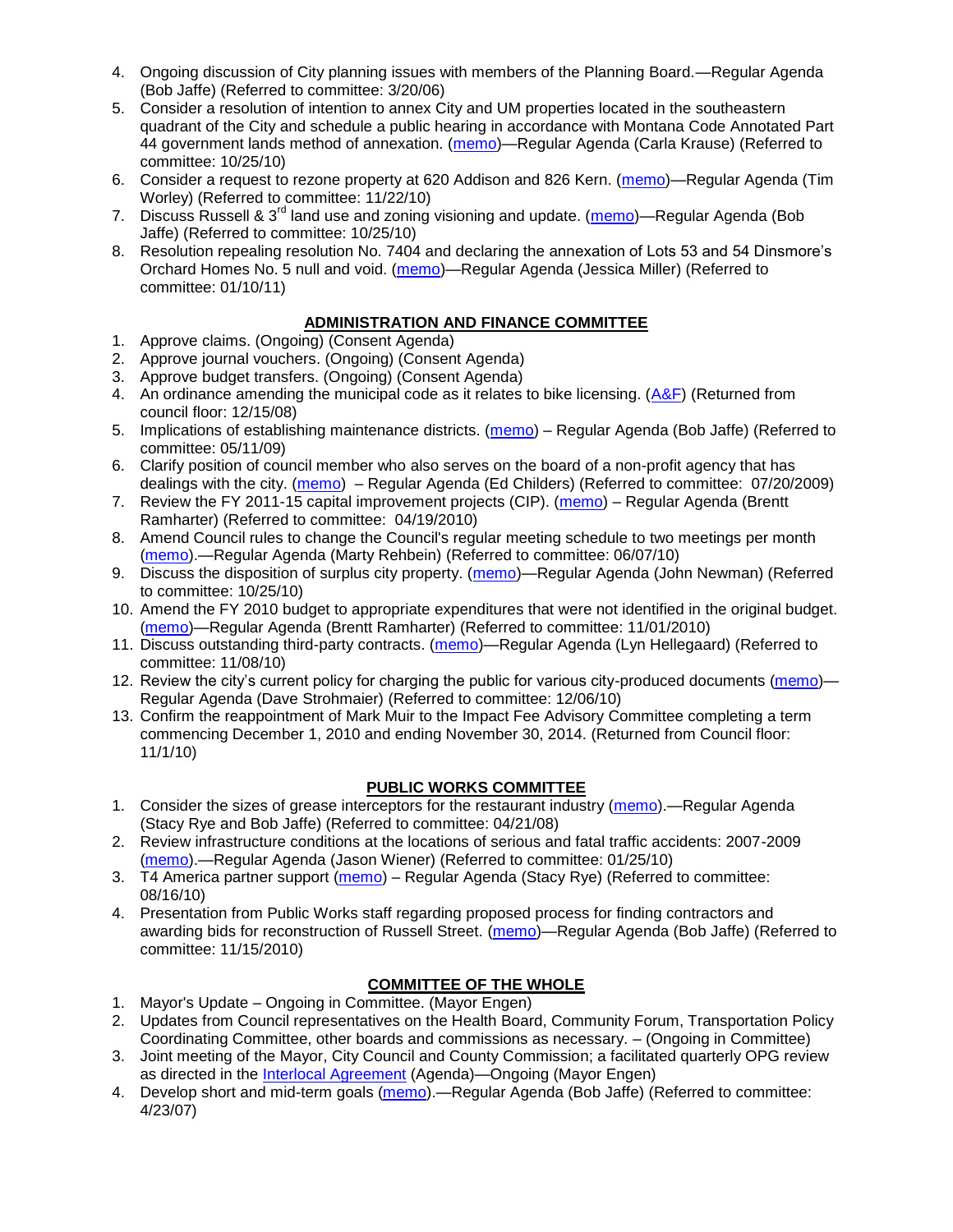4. Ongoing discussion of City planning issues with members of the Planning Board.—Regular Agenda (Bob Jaffe) (Referred to committee: 3/20/06)
5. Consider a resolution of intention to annex City and UM properties located in the southeastern quadrant of the City and schedule a public hearing in accordance with Montana Code Annotated Part 44 government lands method of annexation. (memo)—Regular Agenda (Carla Krause) (Referred to committee: 10/25/10)
6. Consider a request to rezone property at 620 Addison and 826 Kern. (memo)—Regular Agenda (Tim Worley) (Referred to committee: 11/22/10)
7. Discuss Russell & 3rd land use and zoning visioning and update. (memo)—Regular Agenda (Bob Jaffe) (Referred to committee: 10/25/10)
8. Resolution repealing resolution No. 7404 and declaring the annexation of Lots 53 and 54 Dinsmore's Orchard Homes No. 5 null and void. (memo)—Regular Agenda (Jessica Miller) (Referred to committee: 01/10/11)

## ADMINISTRATION AND FINANCE COMMITTEE

1. Approve claims. (Ongoing) (Consent Agenda)
2. Approve journal vouchers. (Ongoing) (Consent Agenda)
3. Approve budget transfers. (Ongoing) (Consent Agenda)
4. An ordinance amending the municipal code as it relates to bike licensing. (A&F) (Returned from council floor: 12/15/08)
5. Implications of establishing maintenance districts. (memo) – Regular Agenda (Bob Jaffe) (Referred to committee: 05/11/09)
6. Clarify position of council member who also serves on the board of a non-profit agency that has dealings with the city. (memo) – Regular Agenda (Ed Childers) (Referred to committee: 07/20/2009)
7. Review the FY 2011-15 capital improvement projects (CIP). (memo) – Regular Agenda (Brentt Ramharter) (Referred to committee: 04/19/2010)
8. Amend Council rules to change the Council's regular meeting schedule to two meetings per month (memo).—Regular Agenda (Marty Rehbein) (Referred to committee: 06/07/10)
9. Discuss the disposition of surplus city property. (memo)—Regular Agenda (John Newman) (Referred to committee: 10/25/10)
10. Amend the FY 2010 budget to appropriate expenditures that were not identified in the original budget. (memo)—Regular Agenda (Brentt Ramharter) (Referred to committee: 11/01/2010)
11. Discuss outstanding third-party contracts. (memo)—Regular Agenda (Lyn Hellegaard) (Referred to committee: 11/08/10)
12. Review the city's current policy for charging the public for various city-produced documents (memo)—Regular Agenda (Dave Strohmaier) (Referred to committee: 12/06/10)
13. Confirm the reappointment of Mark Muir to the Impact Fee Advisory Committee completing a term commencing December 1, 2010 and ending November 30, 2014. (Returned from Council floor: 11/1/10)

## PUBLIC WORKS COMMITTEE

1. Consider the sizes of grease interceptors for the restaurant industry (memo).—Regular Agenda (Stacy Rye and Bob Jaffe) (Referred to committee: 04/21/08)
2. Review infrastructure conditions at the locations of serious and fatal traffic accidents: 2007-2009 (memo).—Regular Agenda (Jason Wiener) (Referred to committee: 01/25/10)
3. T4 America partner support (memo) – Regular Agenda (Stacy Rye) (Referred to committee: 08/16/10)
4. Presentation from Public Works staff regarding proposed process for finding contractors and awarding bids for reconstruction of Russell Street. (memo)—Regular Agenda (Bob Jaffe) (Referred to committee: 11/15/2010)

## COMMITTEE OF THE WHOLE

1. Mayor's Update – Ongoing in Committee. (Mayor Engen)
2. Updates from Council representatives on the Health Board, Community Forum, Transportation Policy Coordinating Committee, other boards and commissions as necessary. – (Ongoing in Committee)
3. Joint meeting of the Mayor, City Council and County Commission; a facilitated quarterly OPG review as directed in the Interlocal Agreement (Agenda)—Ongoing (Mayor Engen)
4. Develop short and mid-term goals (memo).—Regular Agenda (Bob Jaffe) (Referred to committee: 4/23/07)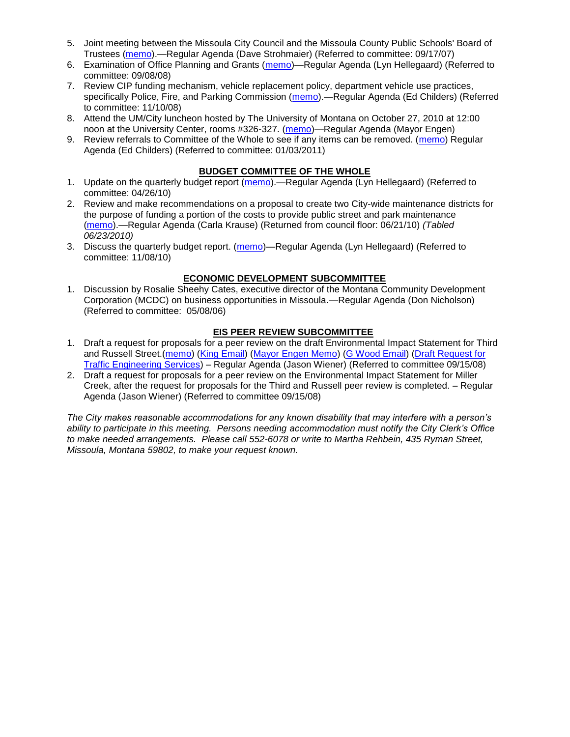5. Joint meeting between the Missoula City Council and the Missoula County Public Schools' Board of Trustees (memo).—Regular Agenda (Dave Strohmaier) (Referred to committee: 09/17/07)
6. Examination of Office Planning and Grants (memo)—Regular Agenda (Lyn Hellegaard) (Referred to committee: 09/08/08)
7. Review CIP funding mechanism, vehicle replacement policy, department vehicle use practices, specifically Police, Fire, and Parking Commission (memo).—Regular Agenda (Ed Childers) (Referred to committee: 11/10/08)
8. Attend the UM/City luncheon hosted by The University of Montana on October 27, 2010 at 12:00 noon at the University Center, rooms #326-327. (memo)—Regular Agenda (Mayor Engen)
9. Review referrals to Committee of the Whole to see if any items can be removed. (memo) Regular Agenda (Ed Childers) (Referred to committee: 01/03/2011)

**BUDGET COMMITTEE OF THE WHOLE**

1. Update on the quarterly budget report (memo).—Regular Agenda (Lyn Hellegaard) (Referred to committee: 04/26/10)
2. Review and make recommendations on a proposal to create two City-wide maintenance districts for the purpose of funding a portion of the costs to provide public street and park maintenance (memo).—Regular Agenda (Carla Krause) (Returned from council floor: 06/21/10) *(Tabled 06/23/2010)*
3. Discuss the quarterly budget report. (memo)—Regular Agenda (Lyn Hellegaard) (Referred to committee: 11/08/10)

**ECONOMIC DEVELOPMENT SUBCOMMITTEE**

1. Discussion by Rosalie Sheehy Cates, executive director of the Montana Community Development Corporation (MCDC) on business opportunities in Missoula.—Regular Agenda (Don Nicholson) (Referred to committee: 05/08/06)

**EIS PEER REVIEW SUBCOMMITTEE**

1. Draft a request for proposals for a peer review on the draft Environmental Impact Statement for Third and Russell Street.(memo) (King Email) (Mayor Engen Memo) (G Wood Email) (Draft Request for Traffic Engineering Services) – Regular Agenda (Jason Wiener) (Referred to committee 09/15/08)
2. Draft a request for proposals for a peer review on the Environmental Impact Statement for Miller Creek, after the request for proposals for the Third and Russell peer review is completed. – Regular Agenda (Jason Wiener) (Referred to committee 09/15/08)

*The City makes reasonable accommodations for any known disability that may interfere with a person's ability to participate in this meeting. Persons needing accommodation must notify the City Clerk's Office to make needed arrangements. Please call 552-6078 or write to Martha Rehbein, 435 Ryman Street, Missoula, Montana 59802, to make your request known.*